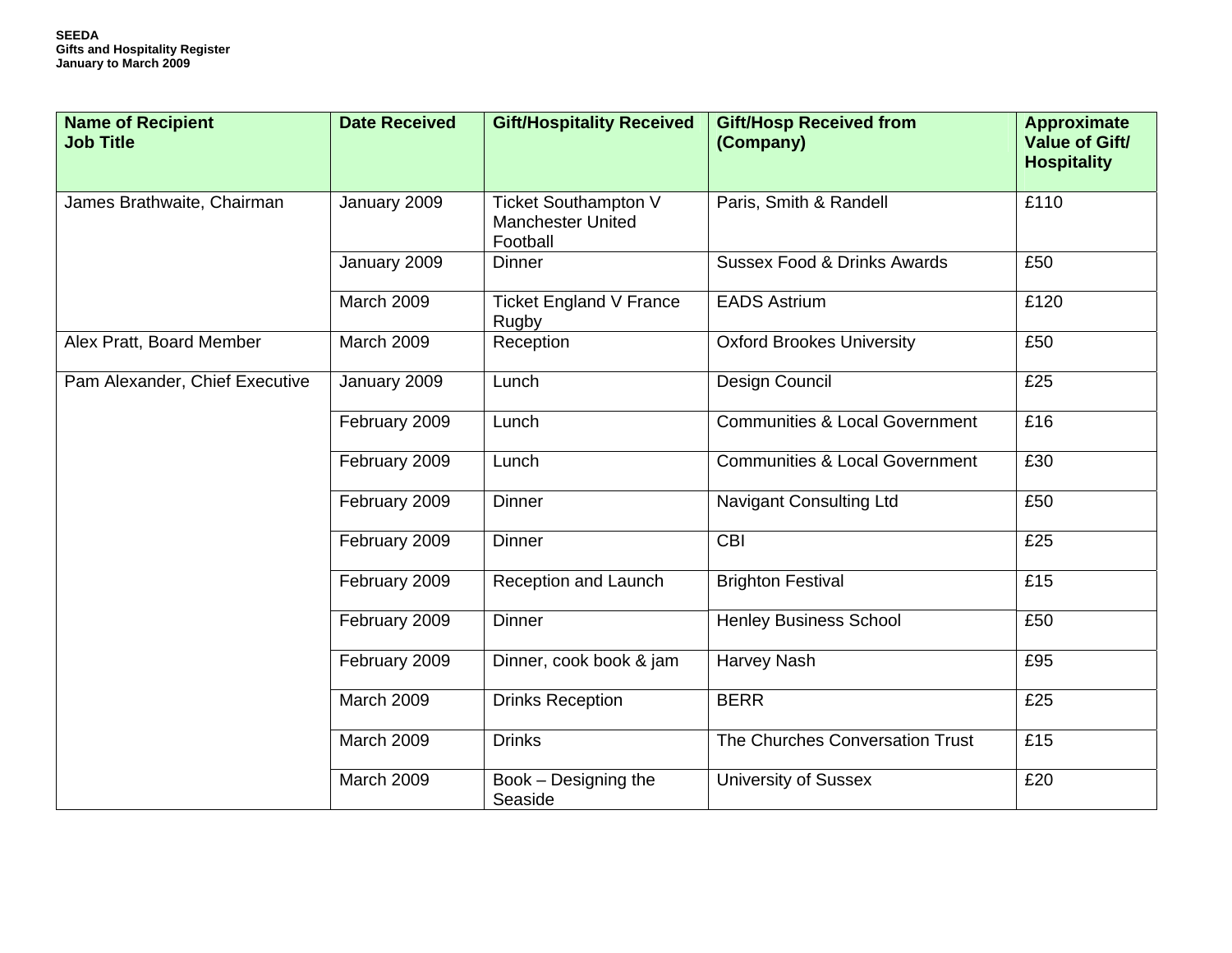**SEEDA**
**Gifts and Hospitality Register**
**January to March 2009**

| Name of Recipient Job Title | Date Received | Gift/Hospitality Received | Gift/Hosp Received from (Company) | Approximate Value of Gift/ Hospitality |
|---|---|---|---|---|
| James Brathwaite, Chairman | January 2009 | Ticket Southampton V Manchester United Football | Paris, Smith & Randell | £110 |
| | January 2009 | Dinner | Sussex Food & Drinks Awards | £50 |
| | March 2009 | Ticket England V France Rugby | EADS Astrium | £120 |
| Alex Pratt, Board Member | March 2009 | Reception | Oxford Brookes University | £50 |
| Pam Alexander, Chief Executive | January 2009 | Lunch | Design Council | £25 |
| | February 2009 | Lunch | Communities & Local Government | £16 |
| | February 2009 | Lunch | Communities & Local Government | £30 |
| | February 2009 | Dinner | Navigant Consulting Ltd | £50 |
| | February 2009 | Dinner | CBI | £25 |
| | February 2009 | Reception and Launch | Brighton Festival | £15 |
| | February 2009 | Dinner | Henley Business School | £50 |
| | February 2009 | Dinner, cook book & jam | Harvey Nash | £95 |
| | March 2009 | Drinks Reception | BERR | £25 |
| | March 2009 | Drinks | The Churches Conversation Trust | £15 |
| | March 2009 | Book – Designing the Seaside | University of Sussex | £20 |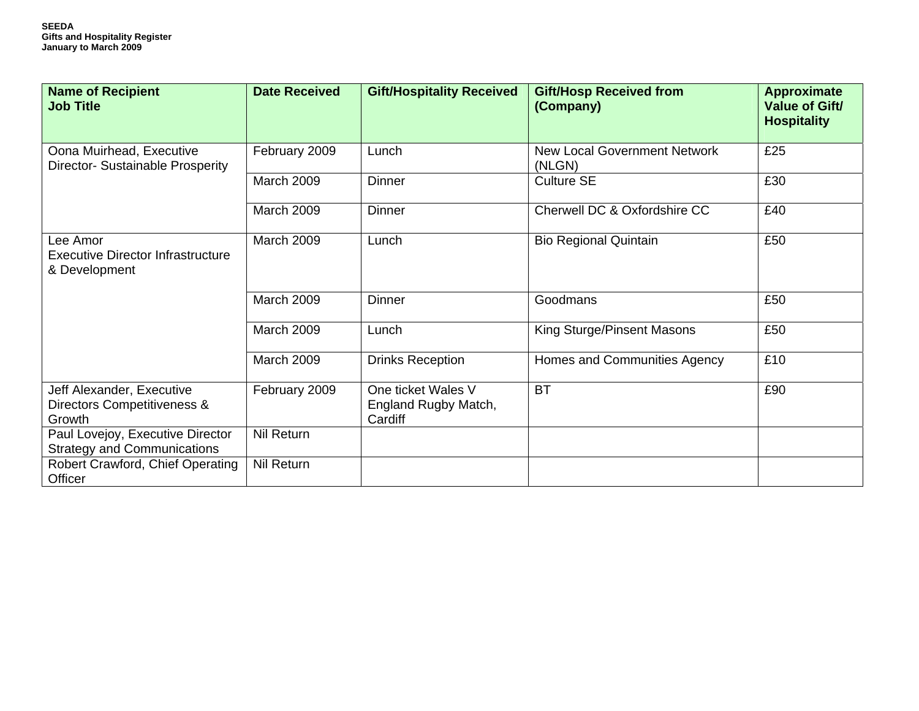**SEEDA**
**Gifts and Hospitality Register**
**January to March 2009**

| Name of Recipient Job Title | Date Received | Gift/Hospitality Received | Gift/Hosp Received from (Company) | Approximate Value of Gift/ Hospitality |
|---|---|---|---|---|
| Oona Muirhead, Executive Director- Sustainable Prosperity | February 2009 | Lunch | New Local Government Network (NLGN) | £25 |
| | March 2009 | Dinner | Culture SE | £30 |
| | March 2009 | Dinner | Cherwell DC & Oxfordshire CC | £40 |
| Lee Amor Executive Director Infrastructure & Development | March 2009 | Lunch | Bio Regional Quintain | £50 |
| | March 2009 | Dinner | Goodmans | £50 |
| | March 2009 | Lunch | King Sturge/Pinsent Masons | £50 |
| | March 2009 | Drinks Reception | Homes and Communities Agency | £10 |
| Jeff Alexander, Executive Directors Competitiveness & Growth | February 2009 | One ticket Wales V England Rugby Match, Cardiff | BT | £90 |
| Paul Lovejoy, Executive Director Strategy and Communications | Nil Return | | | |
| Robert Crawford, Chief Operating Officer | Nil Return | | | |